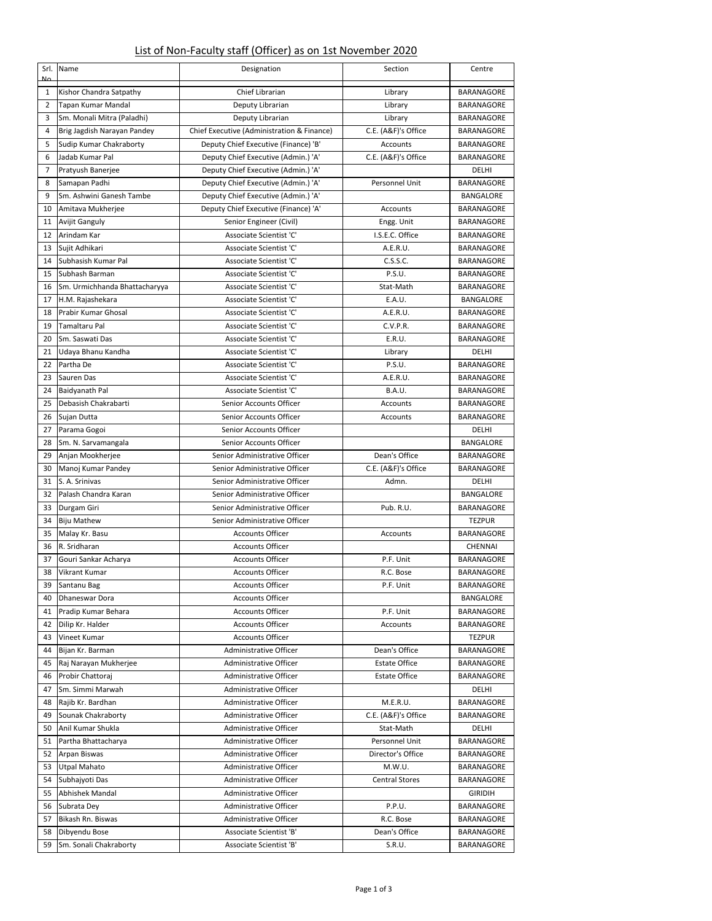# List of Non-Faculty staff (Officer) as on 1st November 2020

| Srl. No | Name | Designation | Section | Centre |
|---|---|---|---|---|
| 1 | Kishor Chandra Satpathy | Chief Librarian | Library | BARANAGORE |
| 2 | Tapan Kumar Mandal | Deputy Librarian | Library | BARANAGORE |
| 3 | Sm. Monali Mitra (Paladhi) | Deputy Librarian | Library | BARANAGORE |
| 4 | Brig Jagdish Narayan Pandey | Chief Executive (Administration & Finance) | C.E. (A&F)'s Office | BARANAGORE |
| 5 | Sudip Kumar Chakraborty | Deputy Chief Executive (Finance) 'B' | Accounts | BARANAGORE |
| 6 | Jadab Kumar Pal | Deputy Chief Executive (Admin.) 'A' | C.E. (A&F)'s Office | BARANAGORE |
| 7 | Pratyush Banerjee | Deputy Chief Executive (Admin.) 'A' | | DELHI |
| 8 | Samapan Padhi | Deputy Chief Executive (Admin.) 'A' | Personnel Unit | BARANAGORE |
| 9 | Sm. Ashwini Ganesh Tambe | Deputy Chief Executive (Admin.) 'A' | | BANGALORE |
| 10 | Amitava Mukherjee | Deputy Chief Executive (Finance) 'A' | Accounts | BARANAGORE |
| 11 | Avijit Ganguly | Senior Engineer (Civil) | Engg. Unit | BARANAGORE |
| 12 | Arindam Kar | Associate Scientist 'C' | I.S.E.C. Office | BARANAGORE |
| 13 | Sujit Adhikari | Associate Scientist 'C' | A.E.R.U. | BARANAGORE |
| 14 | Subhasish Kumar Pal | Associate Scientist 'C' | C.S.S.C. | BARANAGORE |
| 15 | Subhash Barman | Associate Scientist 'C' | P.S.U. | BARANAGORE |
| 16 | Sm. Urmichhanda Bhattacharyya | Associate Scientist 'C' | Stat-Math | BARANAGORE |
| 17 | H.M. Rajashekara | Associate Scientist 'C' | E.A.U. | BANGALORE |
| 18 | Prabir Kumar Ghosal | Associate Scientist 'C' | A.E.R.U. | BARANAGORE |
| 19 | Tamaltaru Pal | Associate Scientist 'C' | C.V.P.R. | BARANAGORE |
| 20 | Sm. Saswati Das | Associate Scientist 'C' | E.R.U. | BARANAGORE |
| 21 | Udaya Bhanu Kandha | Associate Scientist 'C' | Library | DELHI |
| 22 | Partha De | Associate Scientist 'C' | P.S.U. | BARANAGORE |
| 23 | Sauren Das | Associate Scientist 'C' | A.E.R.U. | BARANAGORE |
| 24 | Baidyanath Pal | Associate Scientist 'C' | B.A.U. | BARANAGORE |
| 25 | Debasish Chakrabarti | Senior Accounts Officer | Accounts | BARANAGORE |
| 26 | Sujan Dutta | Senior Accounts Officer | Accounts | BARANAGORE |
| 27 | Parama Gogoi | Senior Accounts Officer | | DELHI |
| 28 | Sm. N. Sarvamangala | Senior Accounts Officer | | BANGALORE |
| 29 | Anjan Mookherjee | Senior Administrative Officer | Dean's Office | BARANAGORE |
| 30 | Manoj Kumar Pandey | Senior Administrative Officer | C.E. (A&F)'s Office | BARANAGORE |
| 31 | S. A. Srinivas | Senior Administrative Officer | Admn. | DELHI |
| 32 | Palash Chandra Karan | Senior Administrative Officer | | BANGALORE |
| 33 | Durgam Giri | Senior Administrative Officer | Pub. R.U. | BARANAGORE |
| 34 | Biju Mathew | Senior Administrative Officer | | TEZPUR |
| 35 | Malay Kr. Basu | Accounts Officer | Accounts | BARANAGORE |
| 36 | R. Sridharan | Accounts Officer | | CHENNAI |
| 37 | Gouri Sankar Acharya | Accounts Officer | P.F. Unit | BARANAGORE |
| 38 | Vikrant Kumar | Accounts Officer | R.C. Bose | BARANAGORE |
| 39 | Santanu Bag | Accounts Officer | P.F. Unit | BARANAGORE |
| 40 | Dhaneswar Dora | Accounts Officer | | BANGALORE |
| 41 | Pradip Kumar Behara | Accounts Officer | P.F. Unit | BARANAGORE |
| 42 | Dilip Kr. Halder | Accounts Officer | Accounts | BARANAGORE |
| 43 | Vineet Kumar | Accounts Officer | | TEZPUR |
| 44 | Bijan Kr. Barman | Administrative Officer | Dean's Office | BARANAGORE |
| 45 | Raj Narayan Mukherjee | Administrative Officer | Estate Office | BARANAGORE |
| 46 | Probir Chattoraj | Administrative Officer | Estate Office | BARANAGORE |
| 47 | Sm. Simmi Marwah | Administrative Officer | | DELHI |
| 48 | Rajib Kr. Bardhan | Administrative Officer | M.E.R.U. | BARANAGORE |
| 49 | Sounak Chakraborty | Administrative Officer | C.E. (A&F)'s Office | BARANAGORE |
| 50 | Anil Kumar Shukla | Administrative Officer | Stat-Math | DELHI |
| 51 | Partha Bhattacharya | Administrative Officer | Personnel Unit | BARANAGORE |
| 52 | Arpan Biswas | Administrative Officer | Director's Office | BARANAGORE |
| 53 | Utpal Mahato | Administrative Officer | M.W.U. | BARANAGORE |
| 54 | Subhajyoti Das | Administrative Officer | Central Stores | BARANAGORE |
| 55 | Abhishek Mandal | Administrative Officer | | GIRIDIH |
| 56 | Subrata Dey | Administrative Officer | P.P.U. | BARANAGORE |
| 57 | Bikash Rn. Biswas | Administrative Officer | R.C. Bose | BARANAGORE |
| 58 | Dibyendu Bose | Associate Scientist 'B' | Dean's Office | BARANAGORE |
| 59 | Sm. Sonali Chakraborty | Associate Scientist 'B' | S.R.U. | BARANAGORE |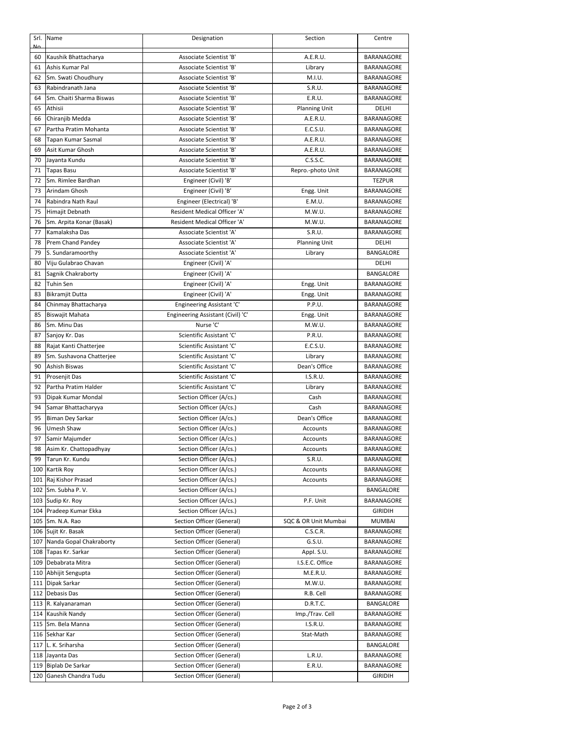| Srl. No | Name | Designation | Section | Centre |
|---|---|---|---|---|
| 60 | Kaushik Bhattacharya | Associate Scientist 'B' | A.E.R.U. | BARANAGORE |
| 61 | Ashis Kumar Pal | Associate Scientist 'B' | Library | BARANAGORE |
| 62 | Sm. Swati Choudhury | Associate Scientist 'B' | M.I.U. | BARANAGORE |
| 63 | Rabindranath Jana | Associate Scientist 'B' | S.R.U. | BARANAGORE |
| 64 | Sm. Chaiti Sharma Biswas | Associate Scientist 'B' | E.R.U. | BARANAGORE |
| 65 | Athisii | Associate Scientist 'B' | Planning Unit | DELHI |
| 66 | Chiranjib Medda | Associate Scientist 'B' | A.E.R.U. | BARANAGORE |
| 67 | Partha Pratim Mohanta | Associate Scientist 'B' | E.C.S.U. | BARANAGORE |
| 68 | Tapan Kumar Sasmal | Associate Scientist 'B' | A.E.R.U. | BARANAGORE |
| 69 | Asit Kumar Ghosh | Associate Scientist 'B' | A.E.R.U. | BARANAGORE |
| 70 | Jayanta Kundu | Associate Scientist 'B' | C.S.S.C. | BARANAGORE |
| 71 | Tapas Basu | Associate Scientist 'B' | Repro.-photo Unit | BARANAGORE |
| 72 | Sm. Rimlee Bardhan | Engineer (Civil) 'B' | | TEZPUR |
| 73 | Arindam Ghosh | Engineer (Civil) 'B' | Engg. Unit | BARANAGORE |
| 74 | Rabindra Nath Raul | Engineer (Electrical) 'B' | E.M.U. | BARANAGORE |
| 75 | Himajit Debnath | Resident Medical Officer 'A' | M.W.U. | BARANAGORE |
| 76 | Sm. Arpita Konar (Basak) | Resident Medical Officer 'A' | M.W.U. | BARANAGORE |
| 77 | Kamalaksha Das | Associate Scientist 'A' | S.R.U. | BARANAGORE |
| 78 | Prem Chand Pandey | Associate Scientist 'A' | Planning Unit | DELHI |
| 79 | S. Sundaramoorthy | Associate Scientist 'A' | Library | BANGALORE |
| 80 | Viju Gulabrao Chavan | Engineer (Civil) 'A' | | DELHI |
| 81 | Sagnik Chakraborty | Engineer (Civil) 'A' | | BANGALORE |
| 82 | Tuhin Sen | Engineer (Civil) 'A' | Engg. Unit | BARANAGORE |
| 83 | Bikramjit Dutta | Engineer (Civil) 'A' | Engg. Unit | BARANAGORE |
| 84 | Chinmay Bhattacharya | Engineering Assistant 'C' | P.P.U. | BARANAGORE |
| 85 | Biswajit Mahata | Engineering Assistant (Civil) 'C' | Engg. Unit | BARANAGORE |
| 86 | Sm. Minu Das | Nurse 'C' | M.W.U. | BARANAGORE |
| 87 | Sanjoy Kr. Das | Scientific Assistant 'C' | P.R.U. | BARANAGORE |
| 88 | Rajat Kanti Chatterjee | Scientific Assistant 'C' | E.C.S.U. | BARANAGORE |
| 89 | Sm. Sushavona Chatterjee | Scientific Assistant 'C' | Library | BARANAGORE |
| 90 | Ashish Biswas | Scientific Assistant 'C' | Dean's Office | BARANAGORE |
| 91 | Prosenjit Das | Scientific Assistant 'C' | I.S.R.U. | BARANAGORE |
| 92 | Partha Pratim Halder | Scientific Assistant 'C' | Library | BARANAGORE |
| 93 | Dipak Kumar Mondal | Section Officer (A/cs.) | Cash | BARANAGORE |
| 94 | Samar Bhattacharyya | Section Officer (A/cs.) | Cash | BARANAGORE |
| 95 | Biman Dey Sarkar | Section Officer (A/cs.) | Dean's Office | BARANAGORE |
| 96 | Umesh Shaw | Section Officer (A/cs.) | Accounts | BARANAGORE |
| 97 | Samir Majumder | Section Officer (A/cs.) | Accounts | BARANAGORE |
| 98 | Asim Kr. Chattopadhyay | Section Officer (A/cs.) | Accounts | BARANAGORE |
| 99 | Tarun Kr. Kundu | Section Officer (A/cs.) | S.R.U. | BARANAGORE |
| 100 | Kartik Roy | Section Officer (A/cs.) | Accounts | BARANAGORE |
| 101 | Raj Kishor Prasad | Section Officer (A/cs.) | Accounts | BARANAGORE |
| 102 | Sm. Subha P. V. | Section Officer (A/cs.) | | BANGALORE |
| 103 | Sudip Kr. Roy | Section Officer (A/cs.) | P.F. Unit | BARANAGORE |
| 104 | Pradeep Kumar Ekka | Section Officer (A/cs.) | | GIRIDIH |
| 105 | Sm. N.A. Rao | Section Officer (General) | SQC & OR Unit Mumbai | MUMBAI |
| 106 | Sujit Kr. Basak | Section Officer (General) | C.S.C.R. | BARANAGORE |
| 107 | Nanda Gopal Chakraborty | Section Officer (General) | G.S.U. | BARANAGORE |
| 108 | Tapas Kr. Sarkar | Section Officer (General) | Appl. S.U. | BARANAGORE |
| 109 | Debabrata Mitra | Section Officer (General) | I.S.E.C. Office | BARANAGORE |
| 110 | Abhijit Sengupta | Section Officer (General) | M.E.R.U. | BARANAGORE |
| 111 | Dipak Sarkar | Section Officer (General) | M.W.U. | BARANAGORE |
| 112 | Debasis Das | Section Officer (General) | R.B. Cell | BARANAGORE |
| 113 | R. Kalyanaraman | Section Officer (General) | D.R.T.C. | BANGALORE |
| 114 | Kaushik Nandy | Section Officer (General) | Imp./Trav. Cell | BARANAGORE |
| 115 | Sm. Bela Manna | Section Officer (General) | I.S.R.U. | BARANAGORE |
| 116 | Sekhar Kar | Section Officer (General) | Stat-Math | BARANAGORE |
| 117 | L. K. Sriharsha | Section Officer (General) | | BANGALORE |
| 118 | Jayanta Das | Section Officer (General) | L.R.U. | BARANAGORE |
| 119 | Biplab De Sarkar | Section Officer (General) | E.R.U. | BARANAGORE |
| 120 | Ganesh Chandra Tudu | Section Officer (General) | | GIRIDIH |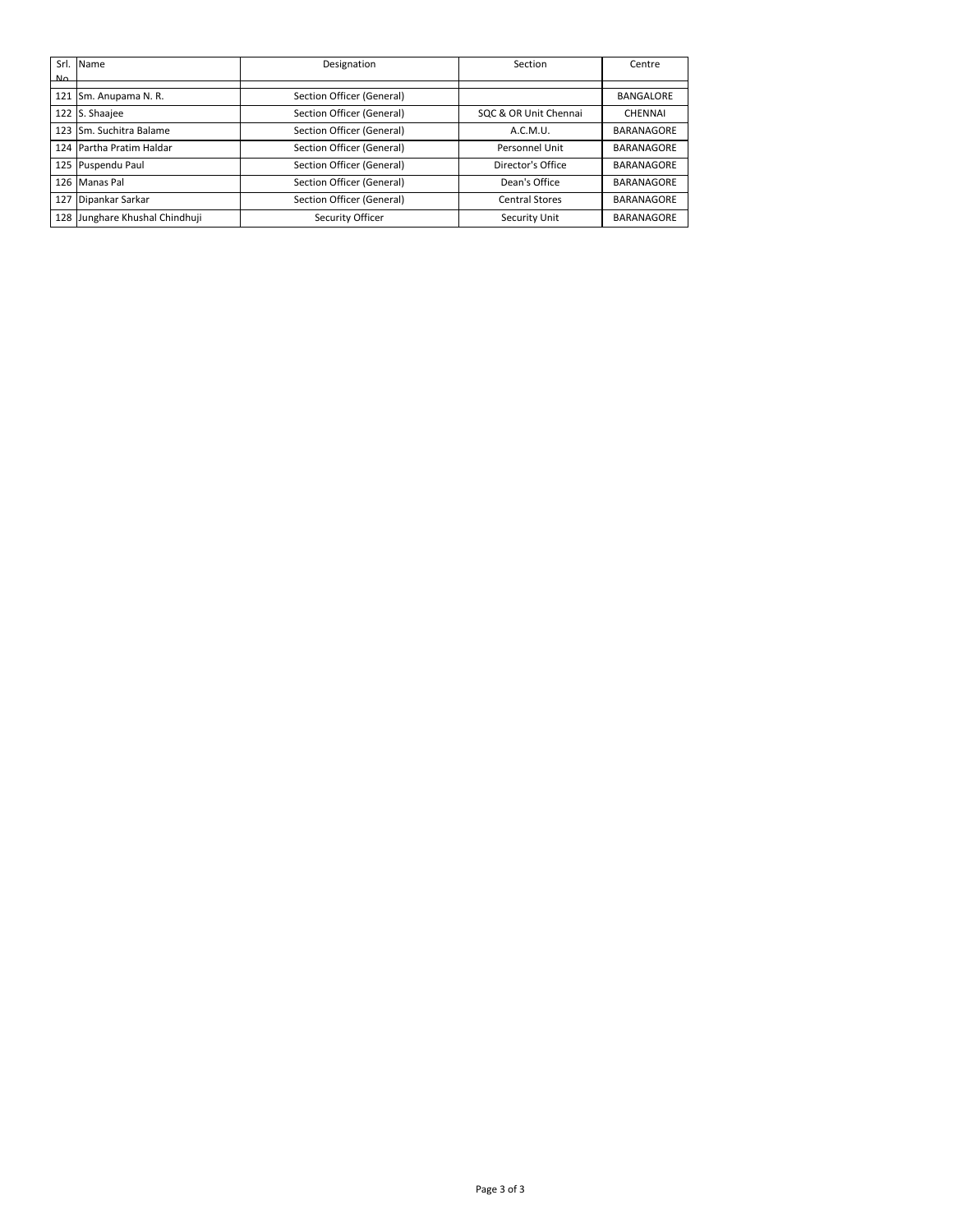| Srl. No | Name | Designation | Section | Centre |
|---|---|---|---|---|
| 121 | Sm. Anupama N. R. | Section Officer (General) | | BANGALORE |
| 122 | S. Shaajee | Section Officer (General) | SQC & OR Unit Chennai | CHENNAI |
| 123 | Sm. Suchitra Balame | Section Officer (General) | A.C.M.U. | BARANAGORE |
| 124 | Partha Pratim Haldar | Section Officer (General) | Personnel Unit | BARANAGORE |
| 125 | Puspendu Paul | Section Officer (General) | Director's Office | BARANAGORE |
| 126 | Manas Pal | Section Officer (General) | Dean's Office | BARANAGORE |
| 127 | Dipankar Sarkar | Section Officer (General) | Central Stores | BARANAGORE |
| 128 | Junghare Khushal Chindhuji | Security Officer | Security Unit | BARANAGORE |